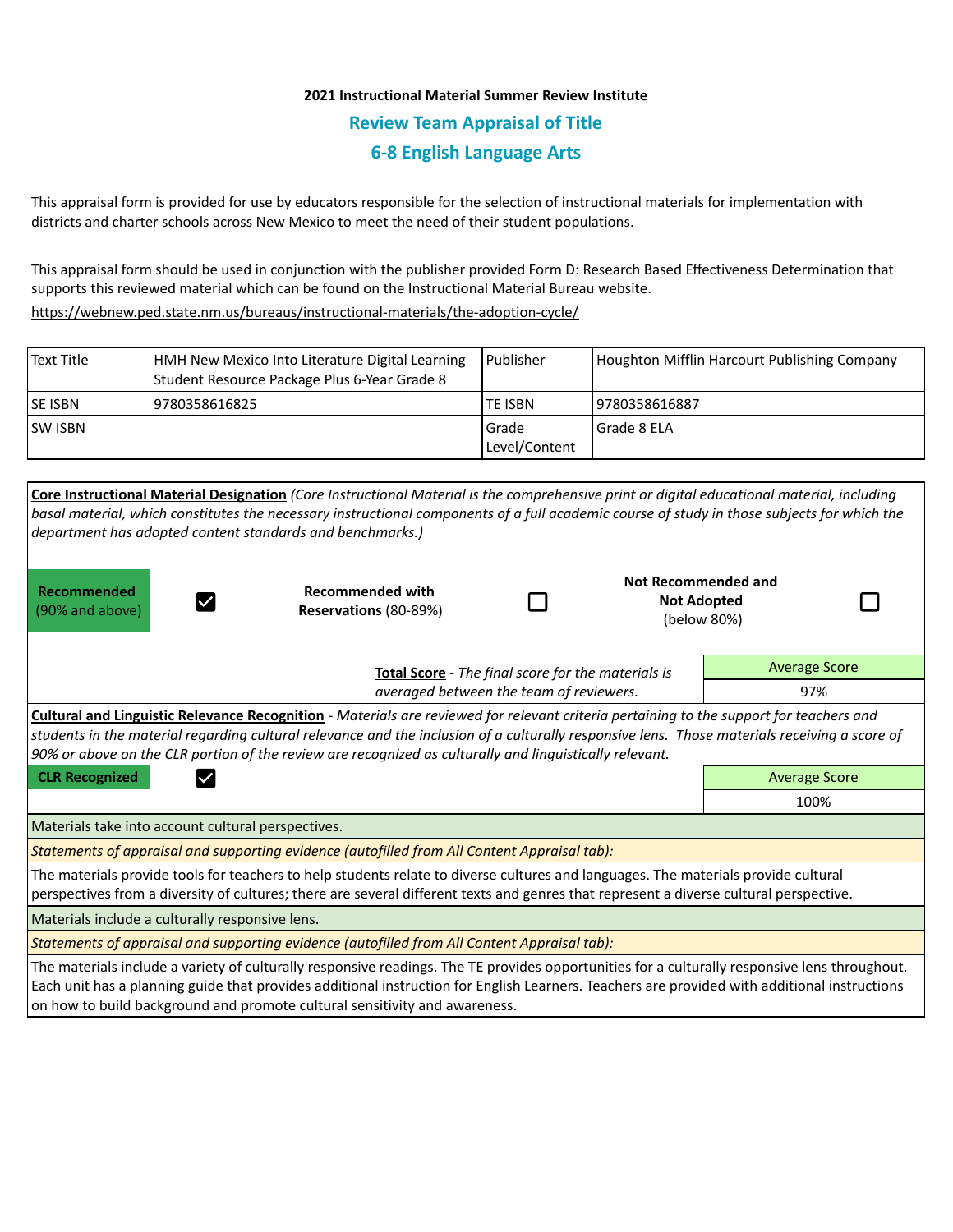**2021 Instructional Material Summer Review Institute**

## Review Team Appraisal of Title

## 6-8 English Language Arts

This appraisal form is provided for use by educators responsible for the selection of instructional materials for implementation with districts and charter schools across New Mexico to meet the need of their student populations.

This appraisal form should be used in conjunction with the publisher provided Form D: Research Based Effectiveness Determination that supports this reviewed material which can be found on the Instructional Material Bureau website.

https://webnew.ped.state.nm.us/bureaus/instructional-materials/the-adoption-cycle/

| Text Title | HMH New Mexico Into Literature Digital Learning Student Resource Package Plus 6-Year Grade 8 | Publisher | Houghton Mifflin Harcourt Publishing Company |
|---|---|---|---|
| SE ISBN | 9780358616825 | TE ISBN | 9780358616887 |
| SW ISBN | | Grade Level/Content | Grade 8 ELA |

**Core Instructional Material Designation** *(Core Instructional Material is the comprehensive print or digital educational material, including basal material, which constitutes the necessary instructional components of a full academic course of study in those subjects for which the department has adopted content standards and benchmarks.)*

| Recommended (90% and above) | ☑ | Recommended with Reservations (80-89%) | ☐ | Not Recommended and Not Adopted (below 80%) | ☐ |
|---|---|---|---|---|---|

**Total Score** - *The final score for the materials is averaged between the team of reviewers.*

| Average Score |
|---|
| 97% |

**Cultural and Linguistic Relevance Recognition** - *Materials are reviewed for relevant criteria pertaining to the support for teachers and students in the material regarding cultural relevance and the inclusion of a culturally responsive lens. Those materials receiving a score of 90% or above on the CLR portion of the review are recognized as culturally and linguistically relevant.*

**CLR Recognized** ☑

| Average Score |
|---|
| 100% |

Materials take into account cultural perspectives.

*Statements of appraisal and supporting evidence (autofilled from All Content Appraisal tab):*

The materials provide tools for teachers to help students relate to diverse cultures and languages. The materials provide cultural perspectives from a diversity of cultures; there are several different texts and genres that represent a diverse cultural perspective.

Materials include a culturally responsive lens.

*Statements of appraisal and supporting evidence (autofilled from All Content Appraisal tab):*

The materials include a variety of culturally responsive readings. The TE provides opportunities for a culturally responsive lens throughout. Each unit has a planning guide that provides additional instruction for English Learners. Teachers are provided with additional instructions on how to build background and promote cultural sensitivity and awareness.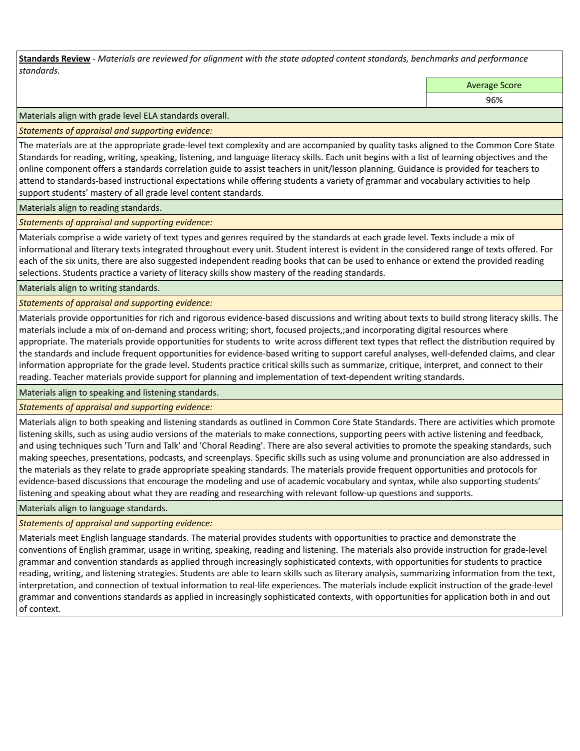**Standards Review** - *Materials are reviewed for alignment with the state adopted content standards, benchmarks and performance standards.*

| | Average Score |
|---|---|
| | 96% |

Materials align with grade level ELA standards overall.

*Statements of appraisal and supporting evidence:*

The materials are at the appropriate grade-level text complexity and are accompanied by quality tasks aligned to the Common Core State Standards for reading, writing, speaking, listening, and language literacy skills. Each unit begins with a list of learning objectives and the online component offers a standards correlation guide to assist teachers in unit/lesson planning. Guidance is provided for teachers to attend to standards-based instructional expectations while offering students a variety of grammar and vocabulary activities to help support students' mastery of all grade level content standards.

Materials align to reading standards.

*Statements of appraisal and supporting evidence:*

Materials comprise a wide variety of text types and genres required by the standards at each grade level. Texts include a mix of informational and literary texts integrated throughout every unit. Student interest is evident in the considered range of texts offered. For each of the six units, there are also suggested independent reading books that can be used to enhance or extend the provided reading selections. Students practice a variety of literacy skills show mastery of the reading standards.

Materials align to writing standards.

*Statements of appraisal and supporting evidence:*

Materials provide opportunities for rich and rigorous evidence-based discussions and writing about texts to build strong literacy skills. The materials include a mix of on-demand and process writing; short, focused projects,;and incorporating digital resources where appropriate. The materials provide opportunities for students to write across different text types that reflect the distribution required by the standards and include frequent opportunities for evidence-based writing to support careful analyses, well-defended claims, and clear information appropriate for the grade level. Students practice critical skills such as summarize, critique, interpret, and connect to their reading. Teacher materials provide support for planning and implementation of text-dependent writing standards.

Materials align to speaking and listening standards.

*Statements of appraisal and supporting evidence:*

Materials align to both speaking and listening standards as outlined in Common Core State Standards. There are activities which promote listening skills, such as using audio versions of the materials to make connections, supporting peers with active listening and feedback, and using techniques such 'Turn and Talk' and 'Choral Reading'. There are also several activities to promote the speaking standards, such making speeches, presentations, podcasts, and screenplays. Specific skills such as using volume and pronunciation are also addressed in the materials as they relate to grade appropriate speaking standards. The materials provide frequent opportunities and protocols for evidence-based discussions that encourage the modeling and use of academic vocabulary and syntax, while also supporting students' listening and speaking about what they are reading and researching with relevant follow-up questions and supports.

Materials align to language standards.

*Statements of appraisal and supporting evidence:*

Materials meet English language standards. The material provides students with opportunities to practice and demonstrate the conventions of English grammar, usage in writing, speaking, reading and listening. The materials also provide instruction for grade-level grammar and convention standards as applied through increasingly sophisticated contexts, with opportunities for students to practice reading, writing, and listening strategies. Students are able to learn skills such as literary analysis, summarizing information from the text, interpretation, and connection of textual information to real-life experiences. The materials include explicit instruction of the grade-level grammar and conventions standards as applied in increasingly sophisticated contexts, with opportunities for application both in and out of context.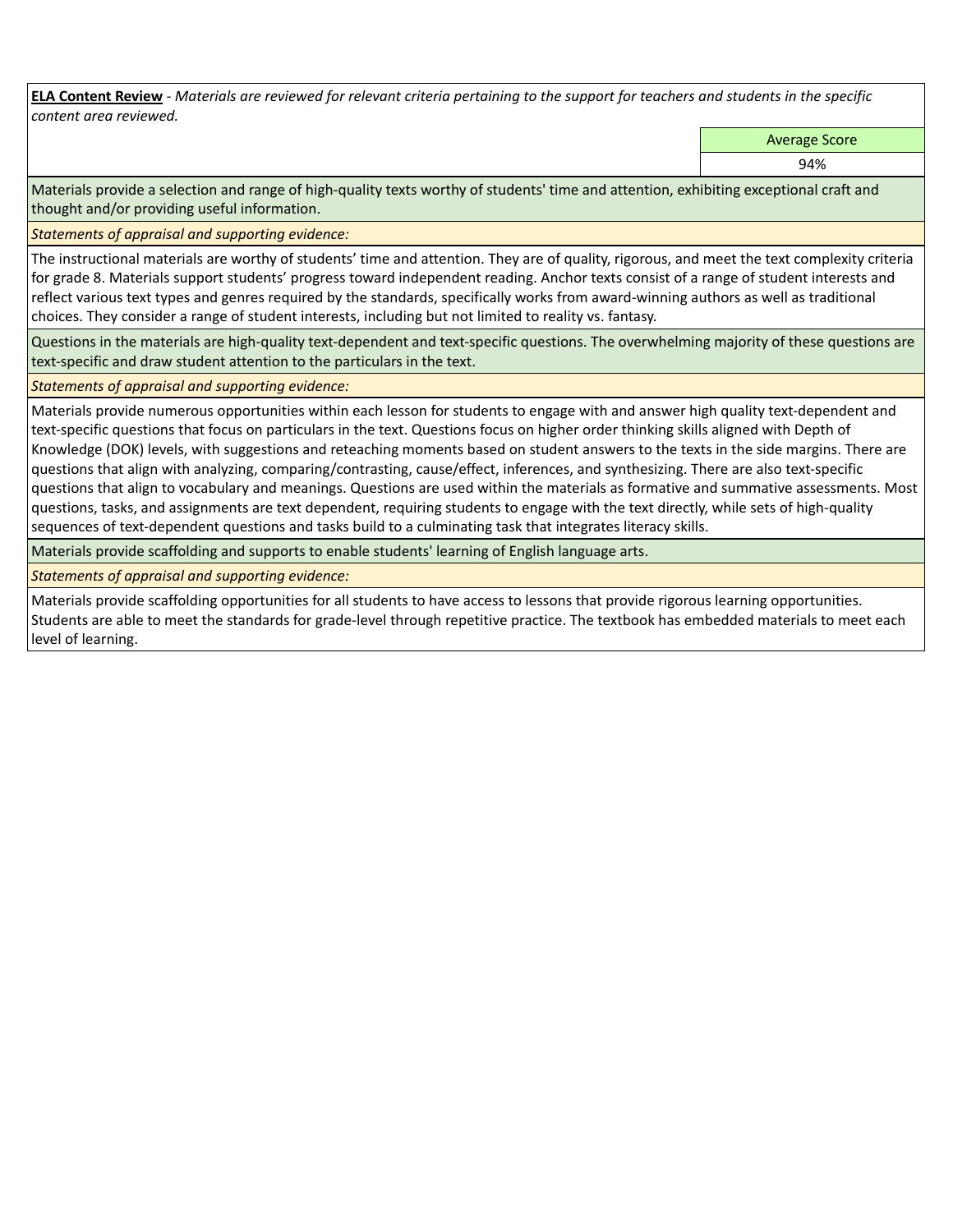**ELA Content Review** - *Materials are reviewed for relevant criteria pertaining to the support for teachers and students in the specific content area reviewed.*

| Average Score |
| --- |
| 94% |

Materials provide a selection and range of high-quality texts worthy of students' time and attention, exhibiting exceptional craft and thought and/or providing useful information.

*Statements of appraisal and supporting evidence:*

The instructional materials are worthy of students' time and attention. They are of quality, rigorous, and meet the text complexity criteria for grade 8. Materials support students' progress toward independent reading. Anchor texts consist of a range of student interests and reflect various text types and genres required by the standards, specifically works from award-winning authors as well as traditional choices. They consider a range of student interests, including but not limited to reality vs. fantasy.

Questions in the materials are high-quality text-dependent and text-specific questions. The overwhelming majority of these questions are text-specific and draw student attention to the particulars in the text.

*Statements of appraisal and supporting evidence:*

Materials provide numerous opportunities within each lesson for students to engage with and answer high quality text-dependent and text-specific questions that focus on particulars in the text. Questions focus on higher order thinking skills aligned with Depth of Knowledge (DOK) levels, with suggestions and reteaching moments based on student answers to the texts in the side margins. There are questions that align with analyzing, comparing/contrasting, cause/effect, inferences, and synthesizing. There are also text-specific questions that align to vocabulary and meanings. Questions are used within the materials as formative and summative assessments. Most questions, tasks, and assignments are text dependent, requiring students to engage with the text directly, while sets of high-quality sequences of text-dependent questions and tasks build to a culminating task that integrates literacy skills.

Materials provide scaffolding and supports to enable students' learning of English language arts.

*Statements of appraisal and supporting evidence:*

Materials provide scaffolding opportunities for all students to have access to lessons that provide rigorous learning opportunities. Students are able to meet the standards for grade-level through repetitive practice. The textbook has embedded materials to meet each level of learning.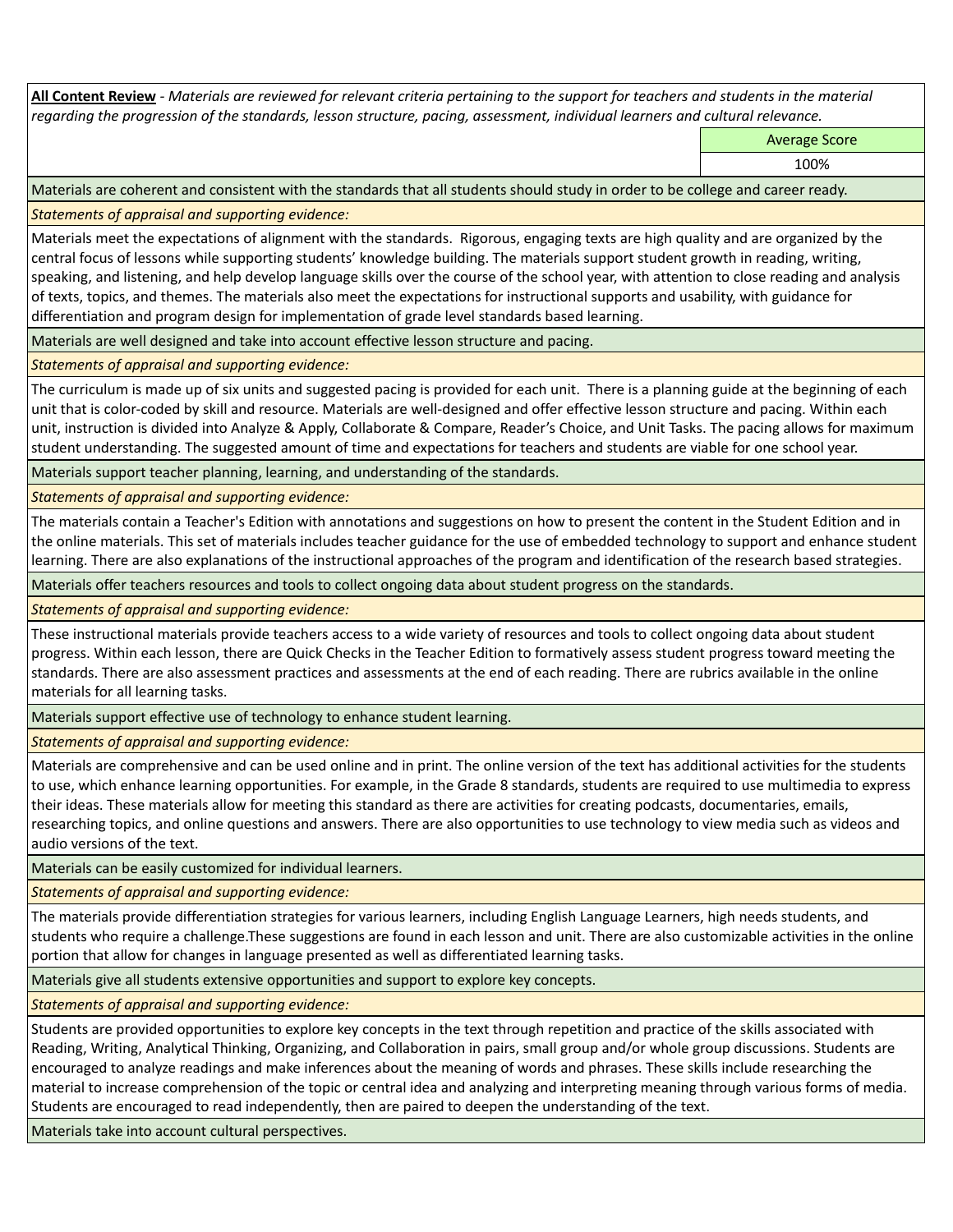**All Content Review** - *Materials are reviewed for relevant criteria pertaining to the support for teachers and students in the material regarding the progression of the standards, lesson structure, pacing, assessment, individual learners and cultural relevance.*

| Average Score |
|---|
| 100% |

Materials are coherent and consistent with the standards that all students should study in order to be college and career ready.

*Statements of appraisal and supporting evidence:*

Materials meet the expectations of alignment with the standards. Rigorous, engaging texts are high quality and are organized by the central focus of lessons while supporting students' knowledge building. The materials support student growth in reading, writing, speaking, and listening, and help develop language skills over the course of the school year, with attention to close reading and analysis of texts, topics, and themes. The materials also meet the expectations for instructional supports and usability, with guidance for differentiation and program design for implementation of grade level standards based learning.

Materials are well designed and take into account effective lesson structure and pacing.

*Statements of appraisal and supporting evidence:*

The curriculum is made up of six units and suggested pacing is provided for each unit. There is a planning guide at the beginning of each unit that is color-coded by skill and resource. Materials are well-designed and offer effective lesson structure and pacing. Within each unit, instruction is divided into Analyze & Apply, Collaborate & Compare, Reader's Choice, and Unit Tasks. The pacing allows for maximum student understanding. The suggested amount of time and expectations for teachers and students are viable for one school year.

Materials support teacher planning, learning, and understanding of the standards.

*Statements of appraisal and supporting evidence:*

The materials contain a Teacher's Edition with annotations and suggestions on how to present the content in the Student Edition and in the online materials. This set of materials includes teacher guidance for the use of embedded technology to support and enhance student learning. There are also explanations of the instructional approaches of the program and identification of the research based strategies.

Materials offer teachers resources and tools to collect ongoing data about student progress on the standards.

*Statements of appraisal and supporting evidence:*

These instructional materials provide teachers access to a wide variety of resources and tools to collect ongoing data about student progress. Within each lesson, there are Quick Checks in the Teacher Edition to formatively assess student progress toward meeting the standards. There are also assessment practices and assessments at the end of each reading. There are rubrics available in the online materials for all learning tasks.

Materials support effective use of technology to enhance student learning.

*Statements of appraisal and supporting evidence:*

Materials are comprehensive and can be used online and in print. The online version of the text has additional activities for the students to use, which enhance learning opportunities. For example, in the Grade 8 standards, students are required to use multimedia to express their ideas. These materials allow for meeting this standard as there are activities for creating podcasts, documentaries, emails, researching topics, and online questions and answers. There are also opportunities to use technology to view media such as videos and audio versions of the text.

Materials can be easily customized for individual learners.

*Statements of appraisal and supporting evidence:*

The materials provide differentiation strategies for various learners, including English Language Learners, high needs students, and students who require a challenge.These suggestions are found in each lesson and unit. There are also customizable activities in the online portion that allow for changes in language presented as well as differentiated learning tasks.

Materials give all students extensive opportunities and support to explore key concepts.

*Statements of appraisal and supporting evidence:*

Students are provided opportunities to explore key concepts in the text through repetition and practice of the skills associated with Reading, Writing, Analytical Thinking, Organizing, and Collaboration in pairs, small group and/or whole group discussions. Students are encouraged to analyze readings and make inferences about the meaning of words and phrases. These skills include researching the material to increase comprehension of the topic or central idea and analyzing and interpreting meaning through various forms of media. Students are encouraged to read independently, then are paired to deepen the understanding of the text.

Materials take into account cultural perspectives.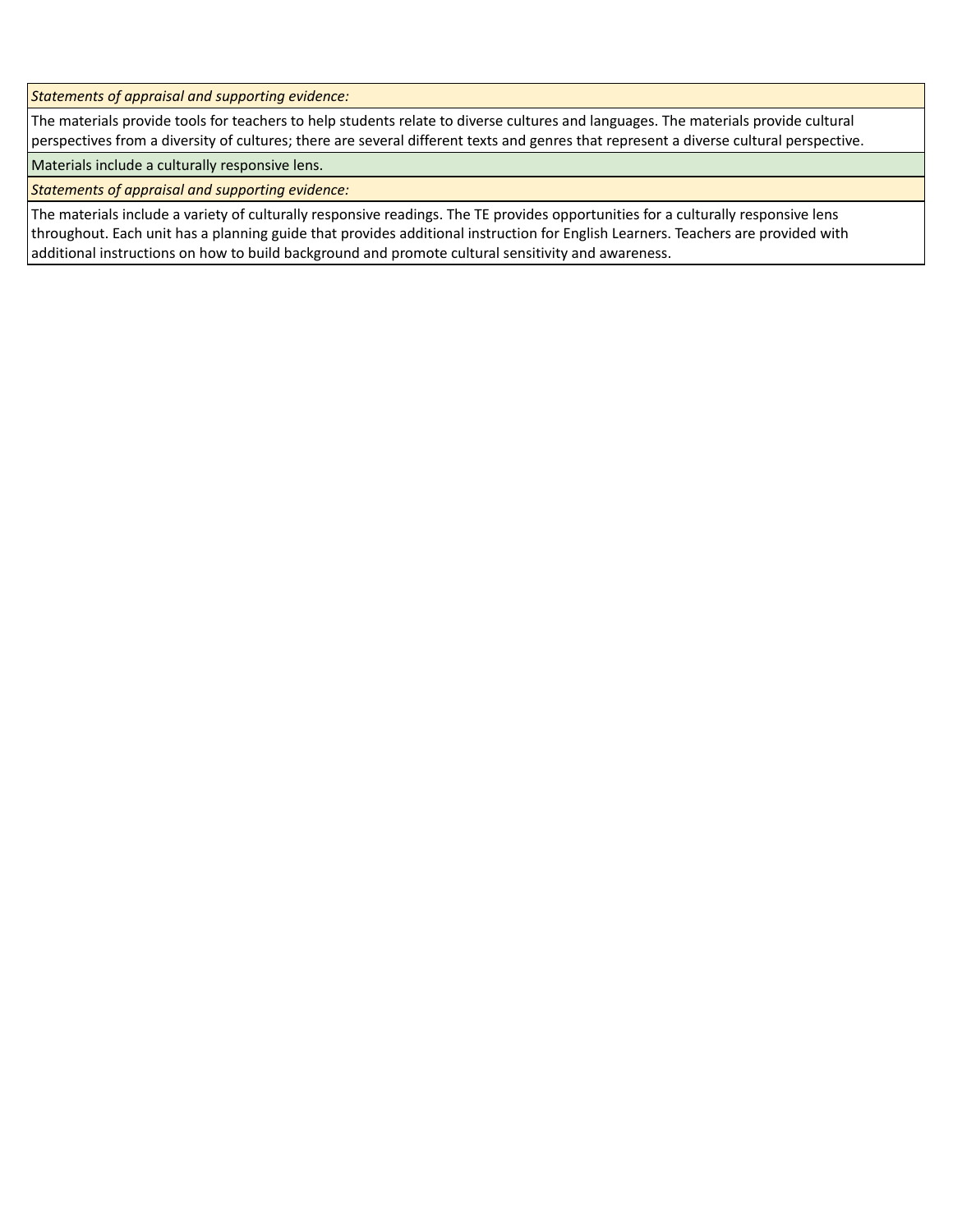*Statements of appraisal and supporting evidence:*

The materials provide tools for teachers to help students relate to diverse cultures and languages. The materials provide cultural perspectives from a diversity of cultures; there are several different texts and genres that represent a diverse cultural perspective.

Materials include a culturally responsive lens.

*Statements of appraisal and supporting evidence:*

The materials include a variety of culturally responsive readings. The TE provides opportunities for a culturally responsive lens throughout. Each unit has a planning guide that provides additional instruction for English Learners. Teachers are provided with additional instructions on how to build background and promote cultural sensitivity and awareness.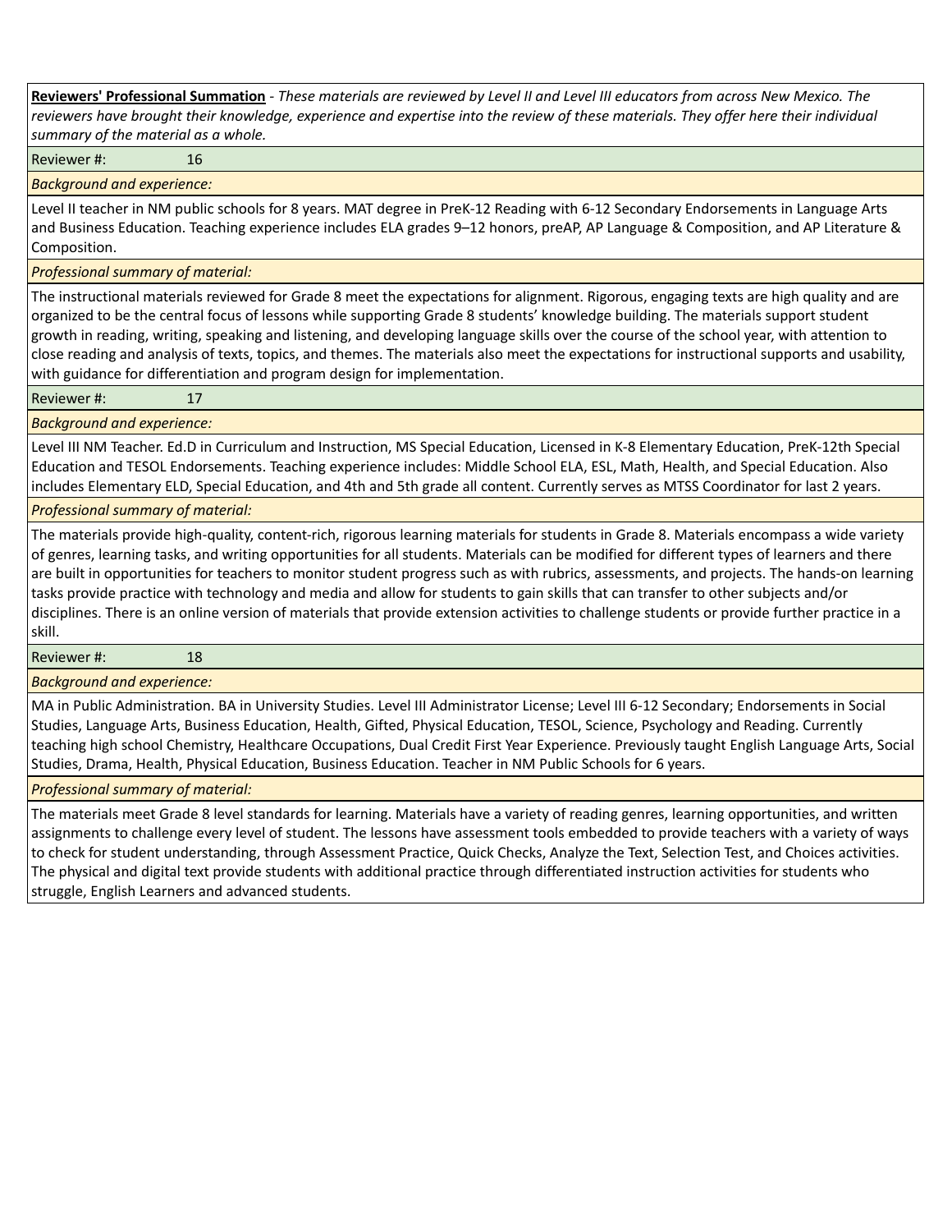**Reviewers' Professional Summation** - *These materials are reviewed by Level II and Level III educators from across New Mexico. The reviewers have brought their knowledge, experience and expertise into the review of these materials. They offer here their individual summary of the material as a whole.*

Reviewer #: 16

*Background and experience:*

Level II teacher in NM public schools for 8 years. MAT degree in PreK-12 Reading with 6-12 Secondary Endorsements in Language Arts and Business Education. Teaching experience includes ELA grades 9–12 honors, preAP, AP Language & Composition, and AP Literature & Composition.

*Professional summary of material:*

The instructional materials reviewed for Grade 8 meet the expectations for alignment. Rigorous, engaging texts are high quality and are organized to be the central focus of lessons while supporting Grade 8 students' knowledge building. The materials support student growth in reading, writing, speaking and listening, and developing language skills over the course of the school year, with attention to close reading and analysis of texts, topics, and themes. The materials also meet the expectations for instructional supports and usability, with guidance for differentiation and program design for implementation.

Reviewer #: 17

*Background and experience:*

Level III NM Teacher. Ed.D in Curriculum and Instruction, MS Special Education, Licensed in K-8 Elementary Education, PreK-12th Special Education and TESOL Endorsements. Teaching experience includes: Middle School ELA, ESL, Math, Health, and Special Education. Also includes Elementary ELD, Special Education, and 4th and 5th grade all content. Currently serves as MTSS Coordinator for last 2 years.

*Professional summary of material:*

The materials provide high-quality, content-rich, rigorous learning materials for students in Grade 8. Materials encompass a wide variety of genres, learning tasks, and writing opportunities for all students. Materials can be modified for different types of learners and there are built in opportunities for teachers to monitor student progress such as with rubrics, assessments, and projects. The hands-on learning tasks provide practice with technology and media and allow for students to gain skills that can transfer to other subjects and/or disciplines. There is an online version of materials that provide extension activities to challenge students or provide further practice in a skill.

Reviewer #: 18

*Background and experience:*

MA in Public Administration. BA in University Studies. Level III Administrator License; Level III 6-12 Secondary; Endorsements in Social Studies, Language Arts, Business Education, Health, Gifted, Physical Education, TESOL, Science, Psychology and Reading. Currently teaching high school Chemistry, Healthcare Occupations, Dual Credit First Year Experience. Previously taught English Language Arts, Social Studies, Drama, Health, Physical Education, Business Education. Teacher in NM Public Schools for 6 years.

*Professional summary of material:*

The materials meet Grade 8 level standards for learning. Materials have a variety of reading genres, learning opportunities, and written assignments to challenge every level of student. The lessons have assessment tools embedded to provide teachers with a variety of ways to check for student understanding, through Assessment Practice, Quick Checks, Analyze the Text, Selection Test, and Choices activities. The physical and digital text provide students with additional practice through differentiated instruction activities for students who struggle, English Learners and advanced students.